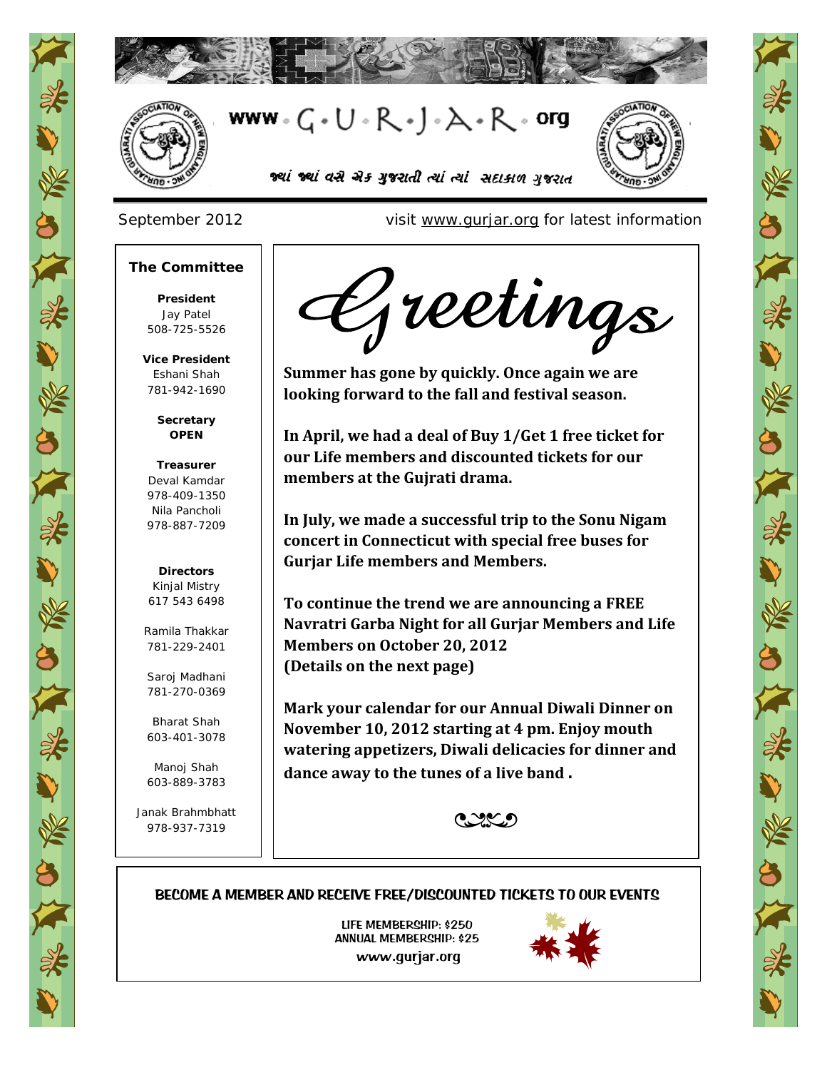# www.G.U.R.J.A.R.org

જ્યાં જ્યાં વસે એક ગુજરાતી ત્યાં ત્યાં સદાકાળ ગુજરાત

September 2012 visit www.gurjar.org for latest information

## The Committee

**President**
Jay Patel
508-725-5526

**Vice President**
Eshani Shah
781-942-1690

**Secretary**
**OPEN**

**Treasurer**
Deval Kamdar
978-409-1350
Nila Pancholi
978-887-7209

**Directors**
Kinjal Mistry
617 543 6498

Ramila Thakkar
781-229-2401

Saroj Madhani
781-270-0369

Bharat Shah
603-401-3078

Manoj Shah
603-889-3783

Janak Brahmbhatt
978-937-7319

## *Greetings*

**Summer has gone by quickly. Once again we are looking forward to the fall and festival season.**

**In April, we had a deal of Buy 1/Get 1 free ticket for our Life members and discounted tickets for our members at the Gujrati drama.**

**In July, we made a successful trip to the Sonu Nigam concert in Connecticut with special free buses for Gurjar Life members and Members.**

**To continue the trend we are announcing a FREE Navratri Garba Night for all Gurjar Members and Life Members on October 20, 2012**
**(Details on the next page)**

**Mark your calendar for our Annual Diwali Dinner on November 10, 2012 starting at 4 pm. Enjoy mouth watering appetizers, Diwali delicacies for dinner and dance away to the tunes of a live band .**

**BECOME A MEMBER AND RECEIVE FREE/DISCOUNTED TICKETS TO OUR EVENTS**

LIFE MEMBERSHIP: $250
ANNUAL MEMBERSHIP: $25
www.gurjar.org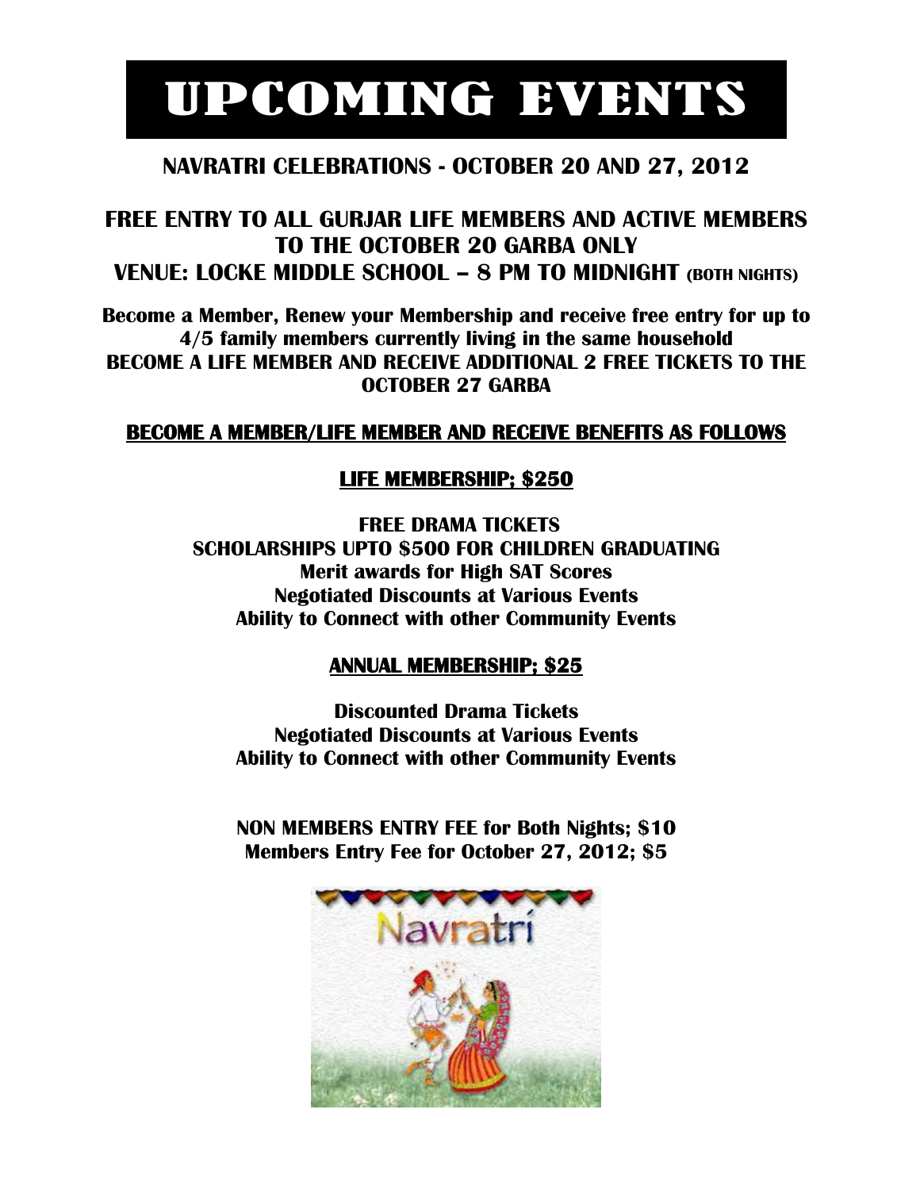# UPCOMING EVENTS

## NAVRATRI CELEBRATIONS - OCTOBER 20 AND 27, 2012

### FREE ENTRY TO ALL GURJAR LIFE MEMBERS AND ACTIVE MEMBERS TO THE OCTOBER 20 GARBA ONLY

### VENUE: LOCKE MIDDLE SCHOOL – 8 PM TO MIDNIGHT (BOTH NIGHTS)

**Become a Member, Renew your Membership and receive free entry for up to 4/5 family members currently living in the same household**

**BECOME A LIFE MEMBER AND RECEIVE ADDITIONAL 2 FREE TICKETS TO THE OCTOBER 27 GARBA**

**BECOME A MEMBER/LIFE MEMBER AND RECEIVE BENEFITS AS FOLLOWS**

**LIFE MEMBERSHIP; $250**

**FREE DRAMA TICKETS**
**SCHOLARSHIPS UPTO $500 FOR CHILDREN GRADUATING**
**Merit awards for High SAT Scores**
**Negotiated Discounts at Various Events**
**Ability to Connect with other Community Events**

**ANNUAL MEMBERSHIP; $25**

**Discounted Drama Tickets**
**Negotiated Discounts at Various Events**
**Ability to Connect with other Community Events**

**NON MEMBERS ENTRY FEE for Both Nights; $10**
**Members Entry Fee for October 27, 2012; $5**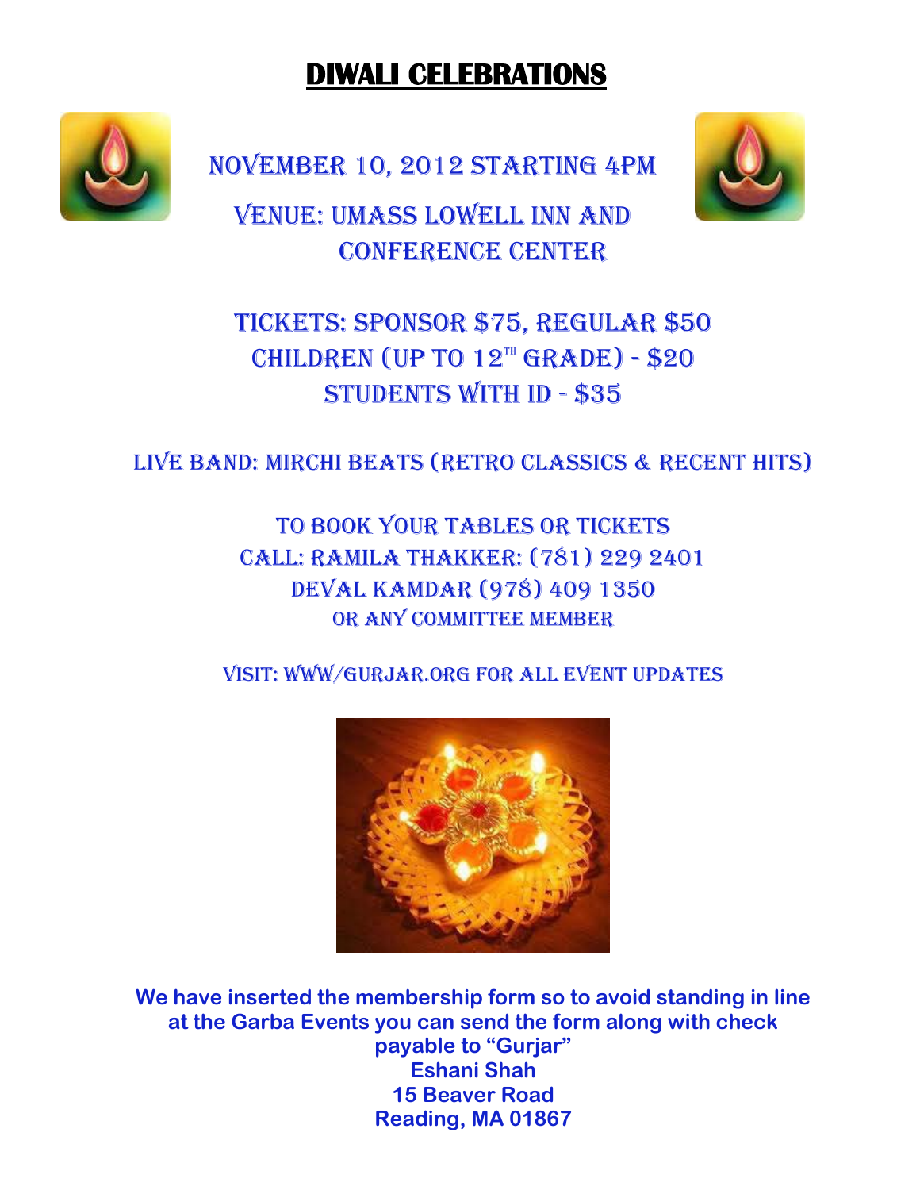# DIWALI CELEBRATIONS

NOVEMBER 10, 2012 STARTING 4PM

VENUE: UMASS LOWELL INN AND CONFERENCE CENTER

TICKETS: SPONSOR $75, REGULAR $50
CHILDREN (UP TO 12TH GRADE) - $20
STUDENTS WITH ID - $35

LIVE BAND: MIRCHI BEATS (RETRO CLASSICS & RECENT HITS)

TO BOOK YOUR TABLES OR TICKETS
CALL: RAMILA THAKKER: (781) 229 2401
DEVAL KAMDAR (978) 409 1350
OR ANY COMMITTEE MEMBER

VISIT: WWW/GURJAR.ORG FOR ALL EVENT UPDATES

**We have inserted the membership form so to avoid standing in line at the Garba Events you can send the form along with check payable to "Gurjar"**
**Eshani Shah**
**15 Beaver Road**
**Reading, MA 01867**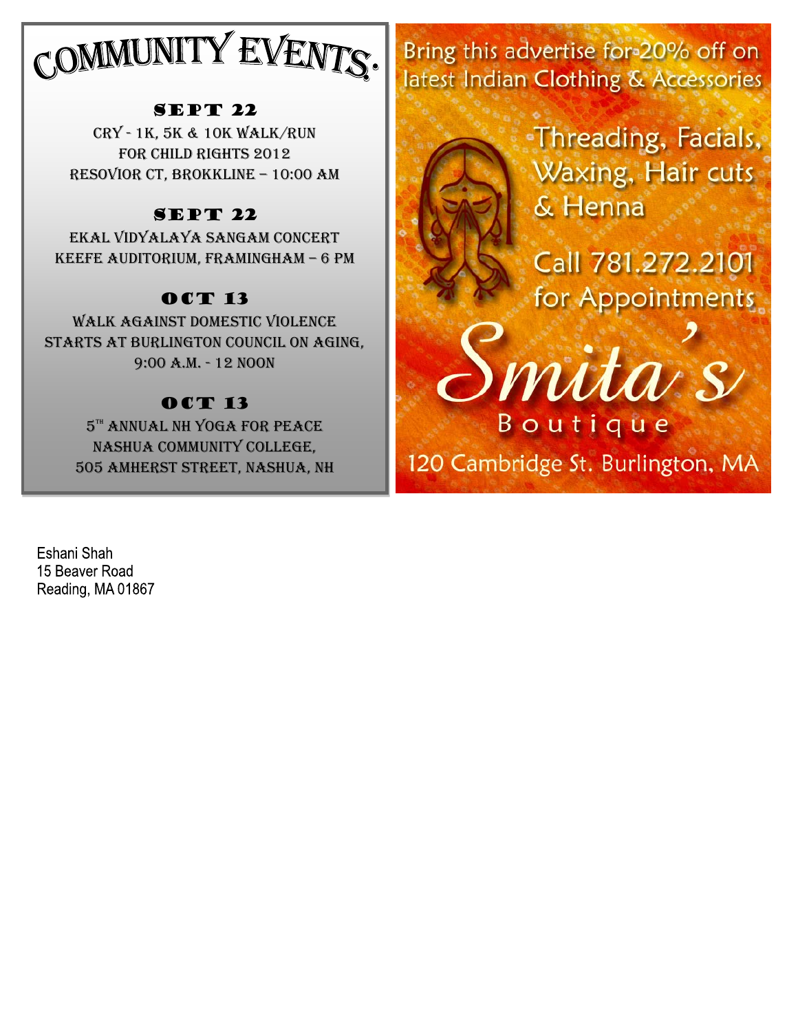# Community Events:

### Sept 22

CRY - 1K, 5K & 10K Walk/Run
For Child Rights 2012
Resovior Ct, Brokkline – 10:00 AM

### Sept 22

Ekal Vidyalaya Sangam Concert
Keefe Auditorium, Framingham – 6 PM

### Oct 13

Walk Against Domestic Violence
Starts at Burlington Council on Aging,
9:00 A.M. - 12 Noon

### Oct 13

5TH Annual NH Yoga for Peace
Nashua Community College,
505 Amherst Street, Nashua, NH

Bring this advertise for 20% off on latest Indian Clothing & Accessories

Threading, Facials, Waxing, Hair cuts & Henna

Call 781.272.2101 for Appointments

## Smita's
Boutique

120 Cambridge St. Burlington, MA

Eshani Shah
15 Beaver Road
Reading, MA 01867